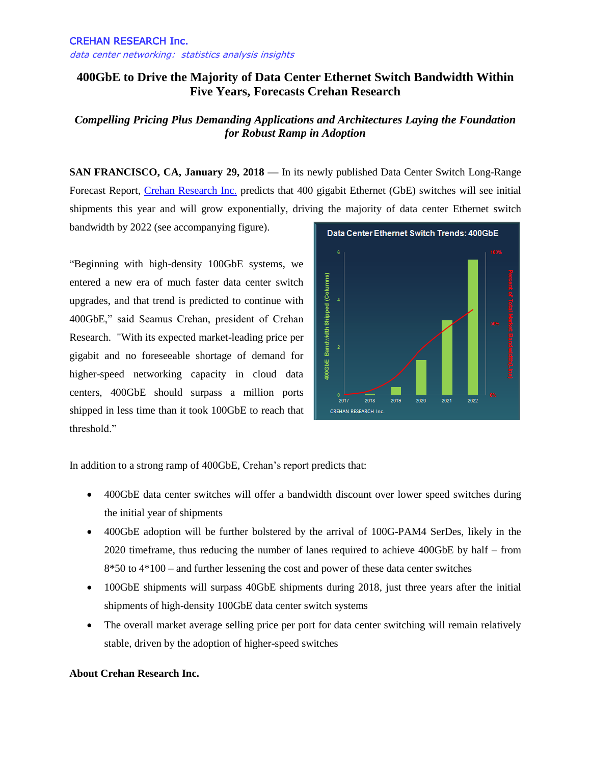CREHAN RESEARCH Inc.

*data center networking: statistics analysis insights*

# 400GbE to Drive the Majority of Data Center Ethernet Switch Bandwidth Within Five Years, Forecasts Crehan Research

## *Compelling Pricing Plus Demanding Applications and Architectures Laying the Foundation for Robust Ramp in Adoption*

**SAN FRANCISCO, CA, January 29, 2018** — In its newly published Data Center Switch Long-Range Forecast Report, Crehan Research Inc. predicts that 400 gigabit Ethernet (GbE) switches will see initial shipments this year and will grow exponentially, driving the majority of data center Ethernet switch bandwidth by 2022 (see accompanying figure).

"Beginning with high-density 100GbE systems, we entered a new era of much faster data center switch upgrades, and that trend is predicted to continue with 400GbE," said Seamus Crehan, president of Crehan Research. "With its expected market-leading price per gigabit and no foreseeable shortage of demand for higher-speed networking capacity in cloud data centers, 400GbE should surpass a million ports shipped in less time than it took 100GbE to reach that threshold."

In addition to a strong ramp of 400GbE, Crehan's report predicts that:

- 400GbE data center switches will offer a bandwidth discount over lower speed switches during the initial year of shipments
- 400GbE adoption will be further bolstered by the arrival of 100G-PAM4 SerDes, likely in the 2020 timeframe, thus reducing the number of lanes required to achieve 400GbE by half – from 8*50 to 4*100 – and further lessening the cost and power of these data center switches
- 100GbE shipments will surpass 40GbE shipments during 2018, just three years after the initial shipments of high-density 100GbE data center switch systems
- The overall market average selling price per port for data center switching will remain relatively stable, driven by the adoption of higher-speed switches

**About Crehan Research Inc.**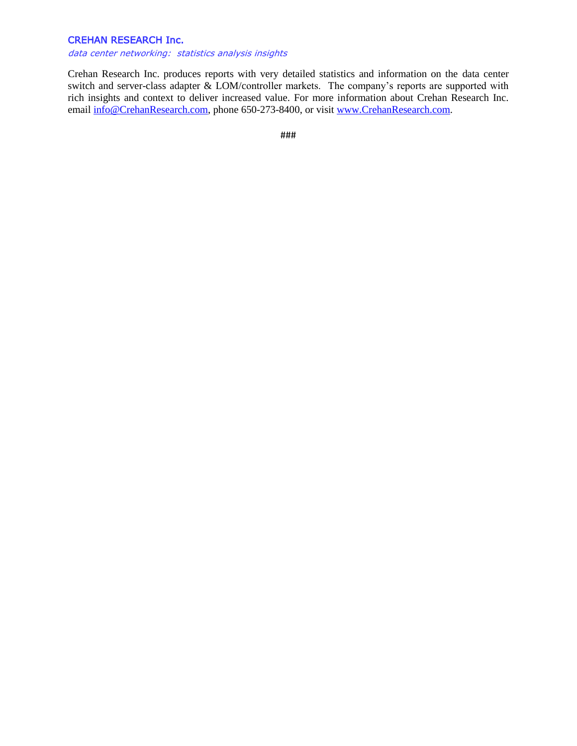CREHAN RESEARCH Inc.

*data center networking: statistics analysis insights*

Crehan Research Inc. produces reports with very detailed statistics and information on the data center switch and server-class adapter & LOM/controller markets. The company's reports are supported with rich insights and context to deliver increased value. For more information about Crehan Research Inc. email info@CrehanResearch.com, phone 650-273-8400, or visit www.CrehanResearch.com.

###